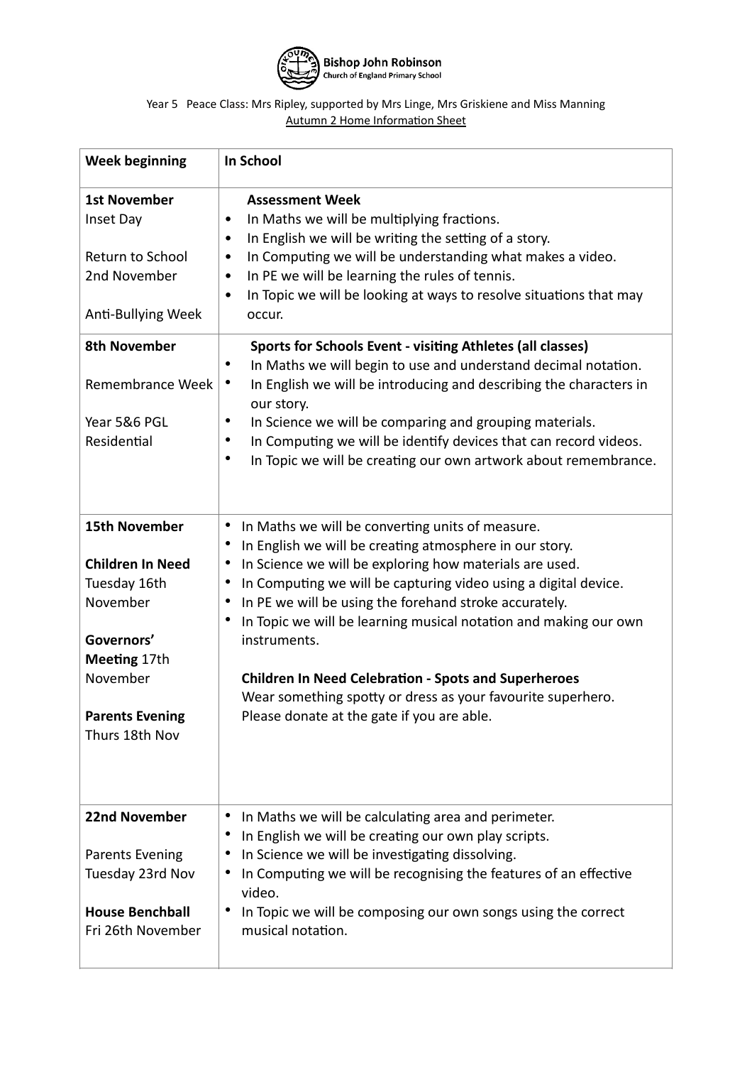**Bishop John Robinson**
Church of England Primary School

Year 5 Peace Class: Mrs Ripley, supported by Mrs Linge, Mrs Griskiene and Miss Manning

Autumn 2 Home Information Sheet

| Week beginning | In School |
|---|---|
| **1st November**<br>Inset Day<br><br>Return to School 2nd November<br><br>Anti-Bullying Week | **Assessment Week**<br>• In Maths we will be multiplying fractions.<br>• In English we will be writing the setting of a story.<br>• In Computing we will be understanding what makes a video.<br>• In PE we will be learning the rules of tennis.<br>• In Topic we will be looking at ways to resolve situations that may occur. |
| **8th November**<br><br>Remembrance Week<br><br>Year 5&6 PGL Residential | **Sports for Schools Event - visiting Athletes (all classes)**<br>• In Maths we will begin to use and understand decimal notation.<br>• In English we will be introducing and describing the characters in our story.<br>• In Science we will be comparing and grouping materials.<br>• In Computing we will be identify devices that can record videos.<br>• In Topic we will be creating our own artwork about remembrance. |
| **15th November**<br><br>**Children In Need** Tuesday 16th November<br><br>**Governors' Meeting** 17th November<br><br>**Parents Evening** Thurs 18th Nov | • In Maths we will be converting units of measure.<br>• In English we will be creating atmosphere in our story.<br>• In Science we will be exploring how materials are used.<br>• In Computing we will be capturing video using a digital device.<br>• In PE we will be using the forehand stroke accurately.<br>• In Topic we will be learning musical notation and making our own instruments.<br><br>**Children In Need Celebration - Spots and Superheroes**<br>Wear something spotty or dress as your favourite superhero.<br>Please donate at the gate if you are able. |
| **22nd November**<br><br>Parents Evening Tuesday 23rd Nov<br><br>**House Benchball** Fri 26th November | • In Maths we will be calculating area and perimeter.<br>• In English we will be creating our own play scripts.<br>• In Science we will be investigating dissolving.<br>• In Computing we will be recognising the features of an effective video.<br>• In Topic we will be composing our own songs using the correct musical notation. |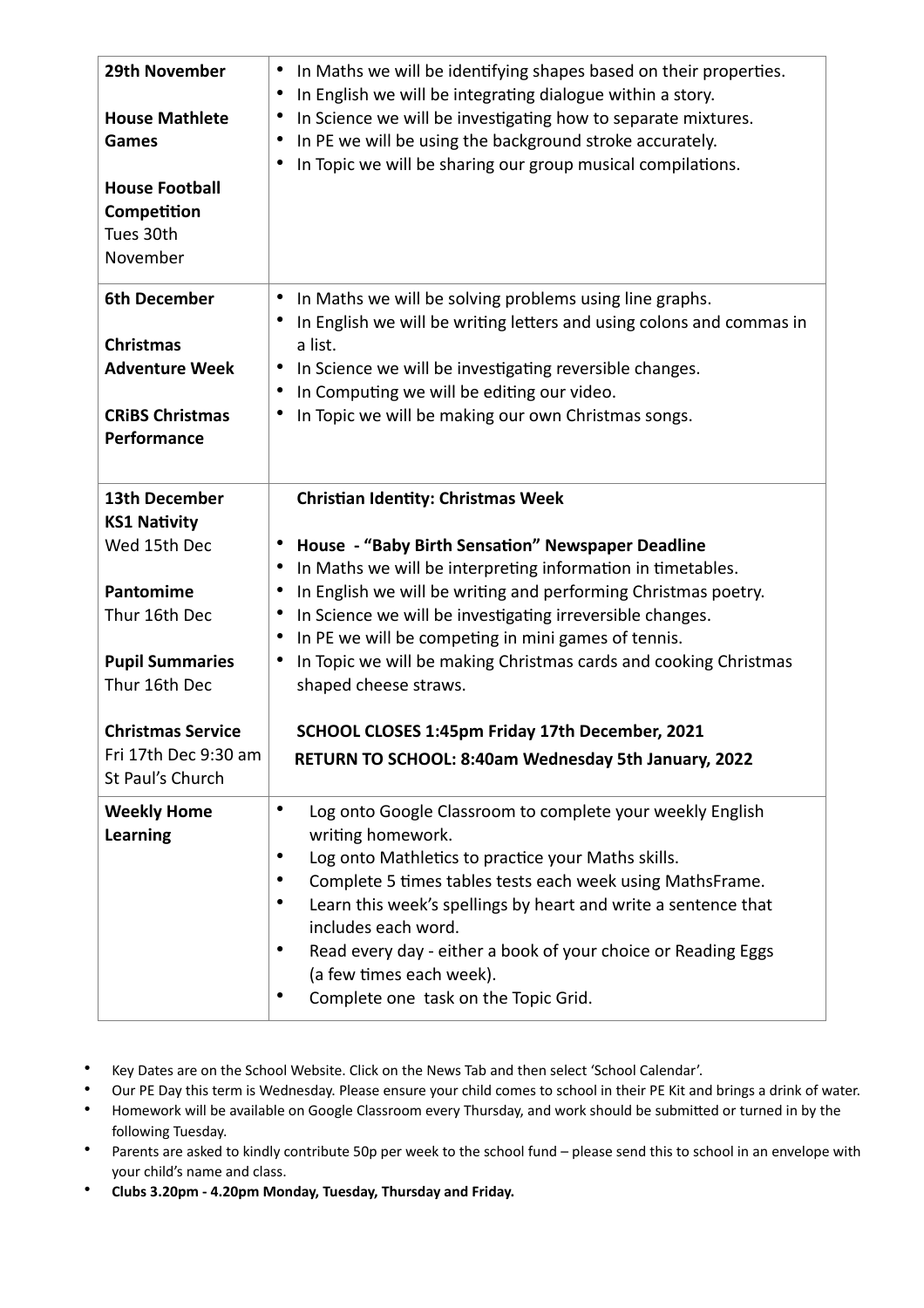| | |
|---|---|
| **29th November**<br><br>**House Mathlete Games**<br><br>**House Football Competition**<br>Tues 30th November | • In Maths we will be identifying shapes based on their properties.<br>• In English we will be integrating dialogue within a story.<br>• In Science we will be investigating how to separate mixtures.<br>• In PE we will be using the background stroke accurately.<br>• In Topic we will be sharing our group musical compilations. |
| **6th December**<br><br>**Christmas Adventure Week**<br><br>**CRiBS Christmas Performance** | • In Maths we will be solving problems using line graphs.<br>• In English we will be writing letters and using colons and commas in a list.<br>• In Science we will be investigating reversible changes.<br>• In Computing we will be editing our video.<br>• In Topic we will be making our own Christmas songs. |
| **13th December**<br>**KS1 Nativity**<br>Wed 15th Dec<br><br>**Pantomime**<br>Thur 16th Dec<br><br>**Pupil Summaries**<br>Thur 16th Dec<br><br>**Christmas Service**<br>Fri 17th Dec 9:30 am<br>St Paul's Church | **Christian Identity: Christmas Week**<br><br>• **House - "Baby Birth Sensation" Newspaper Deadline**<br>• In Maths we will be interpreting information in timetables.<br>• In English we will be writing and performing Christmas poetry.<br>• In Science we will be investigating irreversible changes.<br>• In PE we will be competing in mini games of tennis.<br>• In Topic we will be making Christmas cards and cooking Christmas shaped cheese straws.<br><br>**SCHOOL CLOSES 1:45pm Friday 17th December, 2021**<br>**RETURN TO SCHOOL: 8:40am Wednesday 5th January, 2022** |
| **Weekly Home Learning** | • Log onto Google Classroom to complete your weekly English writing homework.<br>• Log onto Mathletics to practice your Maths skills.<br>• Complete 5 times tables tests each week using MathsFrame.<br>• Learn this week's spellings by heart and write a sentence that includes each word.<br>• Read every day - either a book of your choice or Reading Eggs (a few times each week).<br>• Complete one task on the Topic Grid. |

- Key Dates are on the School Website. Click on the News Tab and then select 'School Calendar'.
- Our PE Day this term is Wednesday. Please ensure your child comes to school in their PE Kit and brings a drink of water.
- Homework will be available on Google Classroom every Thursday, and work should be submitted or turned in by the following Tuesday.
- Parents are asked to kindly contribute 50p per week to the school fund – please send this to school in an envelope with your child's name and class.
- **Clubs 3.20pm - 4.20pm Monday, Tuesday, Thursday and Friday.**